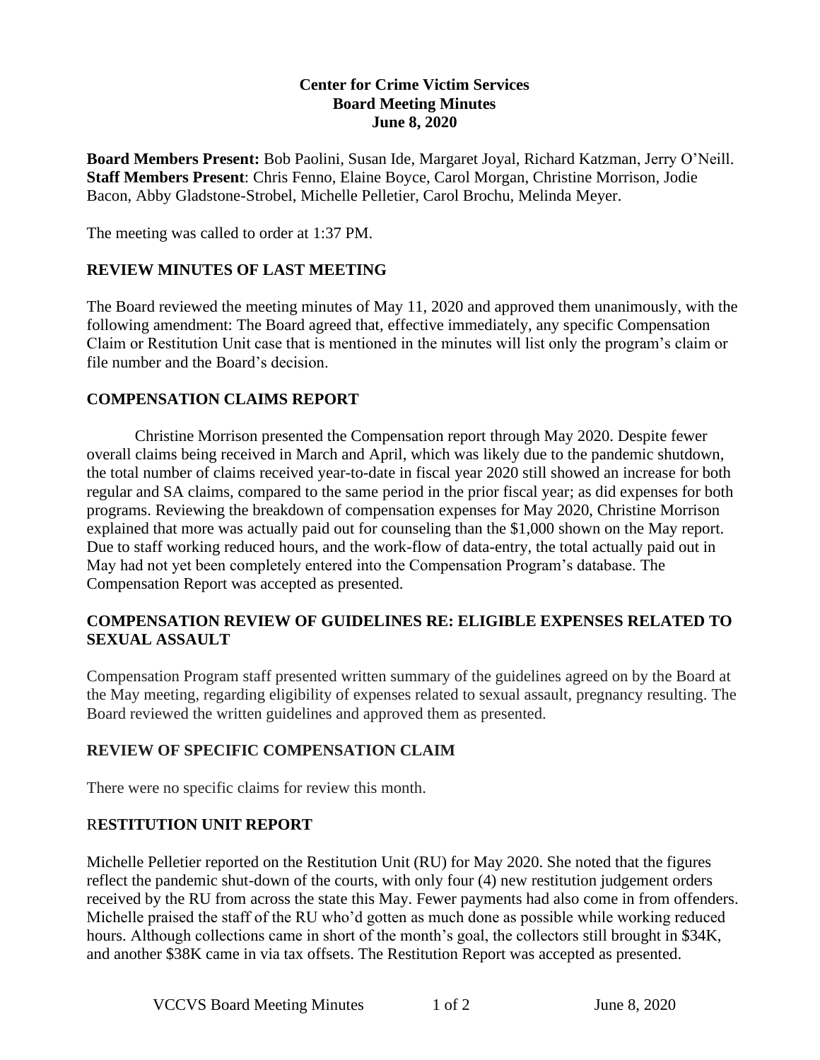**Center for Crime Victim Services**
**Board Meeting Minutes**
**June 8, 2020**

**Board Members Present:** Bob Paolini, Susan Ide, Margaret Joyal, Richard Katzman, Jerry O'Neill.
**Staff Members Present**: Chris Fenno, Elaine Boyce, Carol Morgan, Christine Morrison, Jodie Bacon, Abby Gladstone-Strobel, Michelle Pelletier, Carol Brochu, Melinda Meyer.

The meeting was called to order at 1:37 PM.

## REVIEW MINUTES OF LAST MEETING

The Board reviewed the meeting minutes of May 11, 2020 and approved them unanimously, with the following amendment: The Board agreed that, effective immediately, any specific Compensation Claim or Restitution Unit case that is mentioned in the minutes will list only the program's claim or file number and the Board's decision.

## COMPENSATION CLAIMS REPORT

Christine Morrison presented the Compensation report through May 2020. Despite fewer overall claims being received in March and April, which was likely due to the pandemic shutdown, the total number of claims received year-to-date in fiscal year 2020 still showed an increase for both regular and SA claims, compared to the same period in the prior fiscal year; as did expenses for both programs. Reviewing the breakdown of compensation expenses for May 2020, Christine Morrison explained that more was actually paid out for counseling than the $1,000 shown on the May report. Due to staff working reduced hours, and the work-flow of data-entry, the total actually paid out in May had not yet been completely entered into the Compensation Program's database. The Compensation Report was accepted as presented.

## COMPENSATION REVIEW OF GUIDELINES RE: ELIGIBLE EXPENSES RELATED TO SEXUAL ASSAULT

Compensation Program staff presented written summary of the guidelines agreed on by the Board at the May meeting, regarding eligibility of expenses related to sexual assault, pregnancy resulting. The Board reviewed the written guidelines and approved them as presented.

## REVIEW OF SPECIFIC COMPENSATION CLAIM

There were no specific claims for review this month.

## RESTITUTION UNIT REPORT

Michelle Pelletier reported on the Restitution Unit (RU) for May 2020. She noted that the figures reflect the pandemic shut-down of the courts, with only four (4) new restitution judgement orders received by the RU from across the state this May. Fewer payments had also come in from offenders. Michelle praised the staff of the RU who'd gotten as much done as possible while working reduced hours. Although collections came in short of the month's goal, the collectors still brought in $34K, and another $38K came in via tax offsets. The Restitution Report was accepted as presented.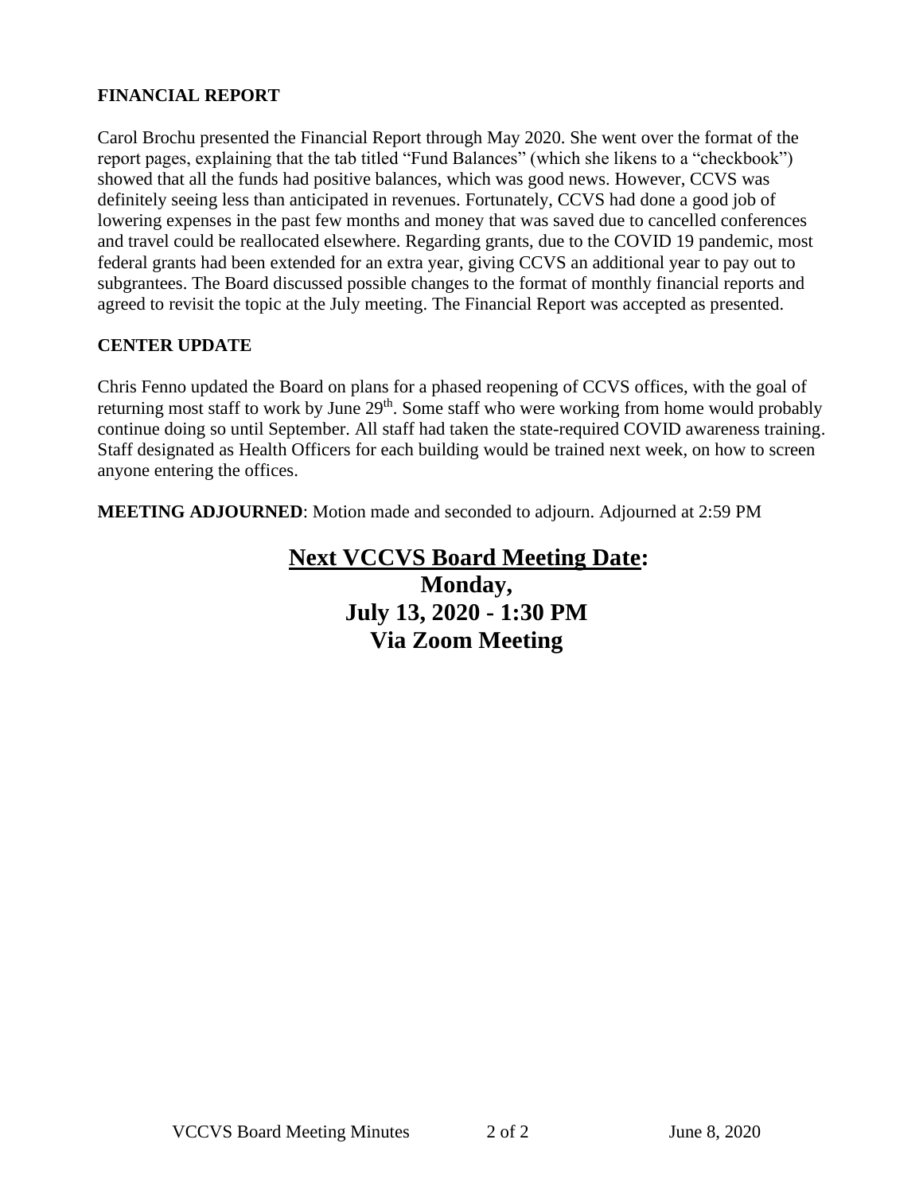**FINANCIAL REPORT**

Carol Brochu presented the Financial Report through May 2020. She went over the format of the report pages, explaining that the tab titled "Fund Balances" (which she likens to a "checkbook") showed that all the funds had positive balances, which was good news. However, CCVS was definitely seeing less than anticipated in revenues. Fortunately, CCVS had done a good job of lowering expenses in the past few months and money that was saved due to cancelled conferences and travel could be reallocated elsewhere. Regarding grants, due to the COVID 19 pandemic, most federal grants had been extended for an extra year, giving CCVS an additional year to pay out to subgrantees. The Board discussed possible changes to the format of monthly financial reports and agreed to revisit the topic at the July meeting. The Financial Report was accepted as presented.

**CENTER UPDATE**

Chris Fenno updated the Board on plans for a phased reopening of CCVS offices, with the goal of returning most staff to work by June 29th. Some staff who were working from home would probably continue doing so until September. All staff had taken the state-required COVID awareness training. Staff designated as Health Officers for each building would be trained next week, on how to screen anyone entering the offices.

**MEETING ADJOURNED**: Motion made and seconded to adjourn. Adjourned at 2:59 PM

## Next VCCVS Board Meeting Date:
## Monday,
## July 13, 2020 - 1:30 PM
## Via Zoom Meeting